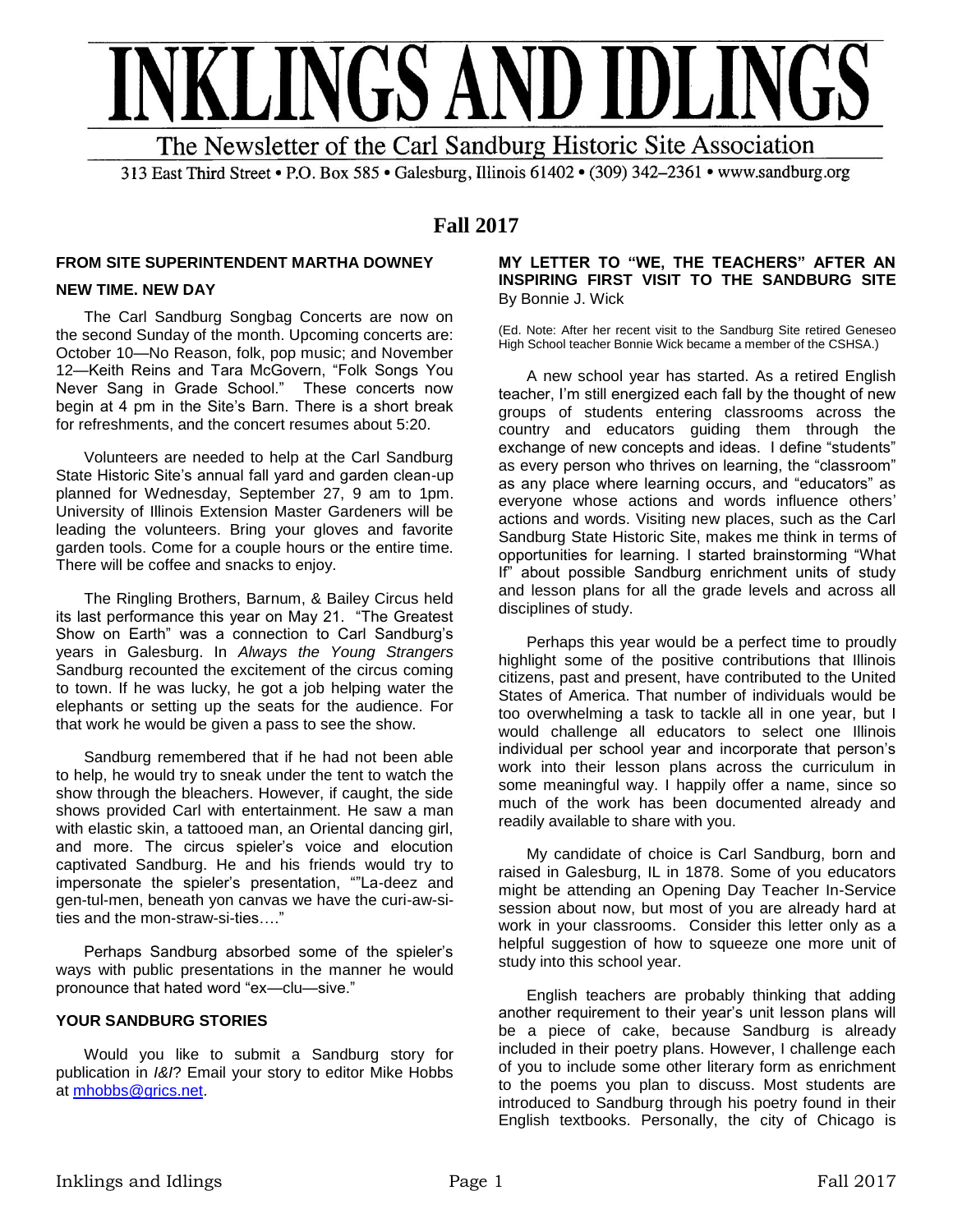# INKLINGS AND IDLINGS

The Newsletter of the Carl Sandburg Historic Site Association

313 East Third Street • P.O. Box 585 • Galesburg, Illinois 61402 • (309) 342–2361 • www.sandburg.org

## Fall 2017

### FROM SITE SUPERINTENDENT MARTHA DOWNEY

### NEW TIME. NEW DAY

The Carl Sandburg Songbag Concerts are now on the second Sunday of the month. Upcoming concerts are: October 10—No Reason, folk, pop music; and November 12—Keith Reins and Tara McGovern, "Folk Songs You Never Sang in Grade School." These concerts now begin at 4 pm in the Site's Barn. There is a short break for refreshments, and the concert resumes about 5:20.

Volunteers are needed to help at the Carl Sandburg State Historic Site's annual fall yard and garden clean-up planned for Wednesday, September 27, 9 am to 1pm. University of Illinois Extension Master Gardeners will be leading the volunteers. Bring your gloves and favorite garden tools. Come for a couple hours or the entire time. There will be coffee and snacks to enjoy.

The Ringling Brothers, Barnum, & Bailey Circus held its last performance this year on May 21. "The Greatest Show on Earth" was a connection to Carl Sandburg's years in Galesburg. In *Always the Young Strangers* Sandburg recounted the excitement of the circus coming to town. If he was lucky, he got a job helping water the elephants or setting up the seats for the audience. For that work he would be given a pass to see the show.

Sandburg remembered that if he had not been able to help, he would try to sneak under the tent to watch the show through the bleachers. However, if caught, the side shows provided Carl with entertainment. He saw a man with elastic skin, a tattooed man, an Oriental dancing girl, and more. The circus spieler's voice and elocution captivated Sandburg. He and his friends would try to impersonate the spieler's presentation, ""La-deez and gen-tul-men, beneath yon canvas we have the curi-aw-si-ties and the mon-straw-si-ties…."

Perhaps Sandburg absorbed some of the spieler's ways with public presentations in the manner he would pronounce that hated word "ex—clu—sive."

### YOUR SANDBURG STORIES

Would you like to submit a Sandburg story for publication in *I&I*? Email your story to editor Mike Hobbs at mhobbs@grics.net.

### MY LETTER TO "WE, THE TEACHERS" AFTER AN INSPIRING FIRST VISIT TO THE SANDBURG SITE

By Bonnie J. Wick

(Ed. Note: After her recent visit to the Sandburg Site retired Geneseo High School teacher Bonnie Wick became a member of the CSHSA.)

A new school year has started. As a retired English teacher, I'm still energized each fall by the thought of new groups of students entering classrooms across the country and educators guiding them through the exchange of new concepts and ideas. I define "students" as every person who thrives on learning, the "classroom" as any place where learning occurs, and "educators" as everyone whose actions and words influence others' actions and words. Visiting new places, such as the Carl Sandburg State Historic Site, makes me think in terms of opportunities for learning. I started brainstorming "What If" about possible Sandburg enrichment units of study and lesson plans for all the grade levels and across all disciplines of study.

Perhaps this year would be a perfect time to proudly highlight some of the positive contributions that Illinois citizens, past and present, have contributed to the United States of America. That number of individuals would be too overwhelming a task to tackle all in one year, but I would challenge all educators to select one Illinois individual per school year and incorporate that person's work into their lesson plans across the curriculum in some meaningful way. I happily offer a name, since so much of the work has been documented already and readily available to share with you.

My candidate of choice is Carl Sandburg, born and raised in Galesburg, IL in 1878. Some of you educators might be attending an Opening Day Teacher In-Service session about now, but most of you are already hard at work in your classrooms. Consider this letter only as a helpful suggestion of how to squeeze one more unit of study into this school year.

English teachers are probably thinking that adding another requirement to their year's unit lesson plans will be a piece of cake, because Sandburg is already included in their poetry plans. However, I challenge each of you to include some other literary form as enrichment to the poems you plan to discuss. Most students are introduced to Sandburg through his poetry found in their English textbooks. Personally, the city of Chicago is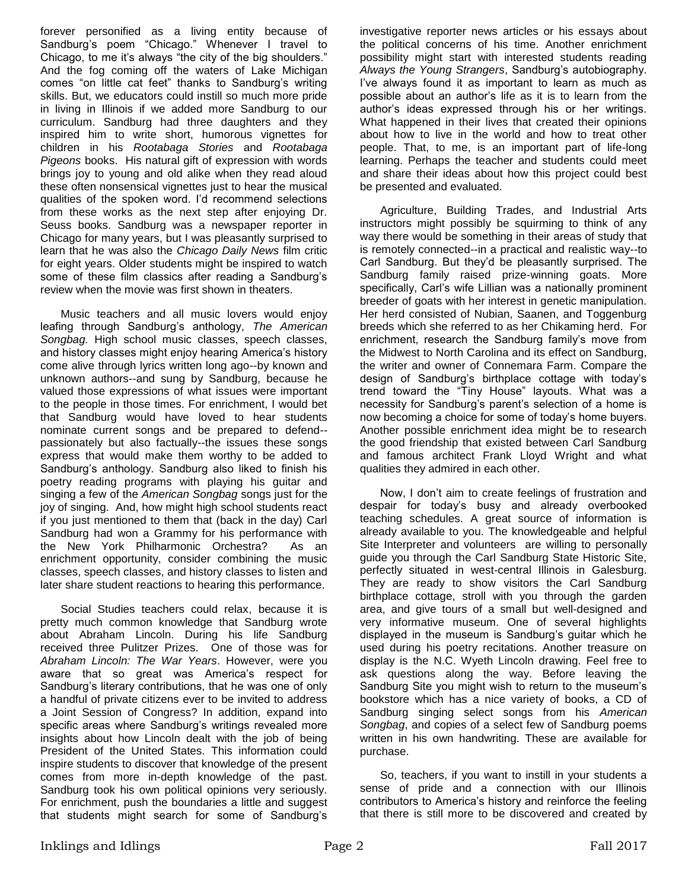forever personified as a living entity because of Sandburg's poem "Chicago." Whenever I travel to Chicago, to me it's always "the city of the big shoulders." And the fog coming off the waters of Lake Michigan comes "on little cat feet" thanks to Sandburg's writing skills. But, we educators could instill so much more pride in living in Illinois if we added more Sandburg to our curriculum. Sandburg had three daughters and they inspired him to write short, humorous vignettes for children in his *Rootabaga Stories* and *Rootabaga Pigeons* books. His natural gift of expression with words brings joy to young and old alike when they read aloud these often nonsensical vignettes just to hear the musical qualities of the spoken word. I'd recommend selections from these works as the next step after enjoying Dr. Seuss books. Sandburg was a newspaper reporter in Chicago for many years, but I was pleasantly surprised to learn that he was also the *Chicago Daily News* film critic for eight years. Older students might be inspired to watch some of these film classics after reading a Sandburg's review when the movie was first shown in theaters.

Music teachers and all music lovers would enjoy leafing through Sandburg's anthology, *The American Songbag.* High school music classes, speech classes, and history classes might enjoy hearing America's history come alive through lyrics written long ago--by known and unknown authors--and sung by Sandburg, because he valued those expressions of what issues were important to the people in those times. For enrichment, I would bet that Sandburg would have loved to hear students nominate current songs and be prepared to defend--passionately but also factually--the issues these songs express that would make them worthy to be added to Sandburg's anthology. Sandburg also liked to finish his poetry reading programs with playing his guitar and singing a few of the *American Songbag* songs just for the joy of singing. And, how might high school students react if you just mentioned to them that (back in the day) Carl Sandburg had won a Grammy for his performance with the New York Philharmonic Orchestra? As an enrichment opportunity, consider combining the music classes, speech classes, and history classes to listen and later share student reactions to hearing this performance.

Social Studies teachers could relax, because it is pretty much common knowledge that Sandburg wrote about Abraham Lincoln. During his life Sandburg received three Pulitzer Prizes. One of those was for *Abraham Lincoln: The War Years*. However, were you aware that so great was America's respect for Sandburg's literary contributions, that he was one of only a handful of private citizens ever to be invited to address a Joint Session of Congress? In addition, expand into specific areas where Sandburg's writings revealed more insights about how Lincoln dealt with the job of being President of the United States. This information could inspire students to discover that knowledge of the present comes from more in-depth knowledge of the past. Sandburg took his own political opinions very seriously. For enrichment, push the boundaries a little and suggest that students might search for some of Sandburg's investigative reporter news articles or his essays about the political concerns of his time. Another enrichment possibility might start with interested students reading *Always the Young Strangers*, Sandburg's autobiography. I've always found it as important to learn as much as possible about an author's life as it is to learn from the author's ideas expressed through his or her writings. What happened in their lives that created their opinions about how to live in the world and how to treat other people. That, to me, is an important part of life-long learning. Perhaps the teacher and students could meet and share their ideas about how this project could best be presented and evaluated.

Agriculture, Building Trades, and Industrial Arts instructors might possibly be squirming to think of any way there would be something in their areas of study that is remotely connected--in a practical and realistic way--to Carl Sandburg. But they'd be pleasantly surprised. The Sandburg family raised prize-winning goats. More specifically, Carl's wife Lillian was a nationally prominent breeder of goats with her interest in genetic manipulation. Her herd consisted of Nubian, Saanen, and Toggenburg breeds which she referred to as her Chikaming herd. For enrichment, research the Sandburg family's move from the Midwest to North Carolina and its effect on Sandburg, the writer and owner of Connemara Farm. Compare the design of Sandburg's birthplace cottage with today's trend toward the "Tiny House" layouts. What was a necessity for Sandburg's parent's selection of a home is now becoming a choice for some of today's home buyers. Another possible enrichment idea might be to research the good friendship that existed between Carl Sandburg and famous architect Frank Lloyd Wright and what qualities they admired in each other.

Now, I don't aim to create feelings of frustration and despair for today's busy and already overbooked teaching schedules. A great source of information is already available to you. The knowledgeable and helpful Site Interpreter and volunteers are willing to personally guide you through the Carl Sandburg State Historic Site, perfectly situated in west-central Illinois in Galesburg. They are ready to show visitors the Carl Sandburg birthplace cottage, stroll with you through the garden area, and give tours of a small but well-designed and very informative museum. One of several highlights displayed in the museum is Sandburg's guitar which he used during his poetry recitations. Another treasure on display is the N.C. Wyeth Lincoln drawing. Feel free to ask questions along the way. Before leaving the Sandburg Site you might wish to return to the museum's bookstore which has a nice variety of books, a CD of Sandburg singing select songs from his *American Songbag*, and copies of a select few of Sandburg poems written in his own handwriting. These are available for purchase.

So, teachers, if you want to instill in your students a sense of pride and a connection with our Illinois contributors to America's history and reinforce the feeling that there is still more to be discovered and created by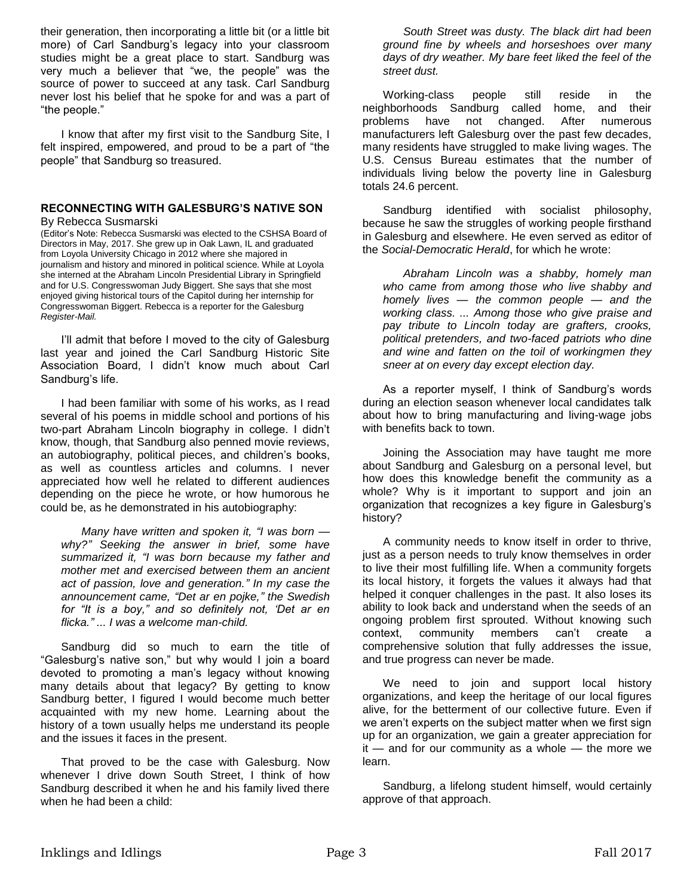their generation, then incorporating a little bit (or a little bit more) of Carl Sandburg's legacy into your classroom studies might be a great place to start. Sandburg was very much a believer that "we, the people" was the source of power to succeed at any task. Carl Sandburg never lost his belief that he spoke for and was a part of "the people."

I know that after my first visit to the Sandburg Site, I felt inspired, empowered, and proud to be a part of "the people" that Sandburg so treasured.

## RECONNECTING WITH GALESBURG'S NATIVE SON

By Rebecca Susmarski

(Editor's Note: Rebecca Susmarski was elected to the CSHSA Board of Directors in May, 2017. She grew up in Oak Lawn, IL and graduated from Loyola University Chicago in 2012 where she majored in journalism and history and minored in political science. While at Loyola she interned at the Abraham Lincoln Presidential Library in Springfield and for U.S. Congresswoman Judy Biggert. She says that she most enjoyed giving historical tours of the Capitol during her internship for Congresswoman Biggert. Rebecca is a reporter for the Galesburg *Register-Mail.*

I'll admit that before I moved to the city of Galesburg last year and joined the Carl Sandburg Historic Site Association Board, I didn't know much about Carl Sandburg's life.

I had been familiar with some of his works, as I read several of his poems in middle school and portions of his two-part Abraham Lincoln biography in college. I didn't know, though, that Sandburg also penned movie reviews, an autobiography, political pieces, and children's books, as well as countless articles and columns. I never appreciated how well he related to different audiences depending on the piece he wrote, or how humorous he could be, as he demonstrated in his autobiography:

> *Many have written and spoken it, "I was born — why?" Seeking the answer in brief, some have summarized it, "I was born because my father and mother met and exercised between them an ancient act of passion, love and generation." In my case the announcement came, "Det ar en pojke," the Swedish for "It is a boy," and so definitely not, 'Det ar en flicka." ... I was a welcome man-child.*

Sandburg did so much to earn the title of "Galesburg's native son," but why would I join a board devoted to promoting a man's legacy without knowing many details about that legacy? By getting to know Sandburg better, I figured I would become much better acquainted with my new home. Learning about the history of a town usually helps me understand its people and the issues it faces in the present.

That proved to be the case with Galesburg. Now whenever I drive down South Street, I think of how Sandburg described it when he and his family lived there when he had been a child:

> *South Street was dusty. The black dirt had been ground fine by wheels and horseshoes over many days of dry weather. My bare feet liked the feel of the street dust.*

Working-class people still reside in the neighborhoods Sandburg called home, and their problems have not changed. After numerous manufacturers left Galesburg over the past few decades, many residents have struggled to make living wages. The U.S. Census Bureau estimates that the number of individuals living below the poverty line in Galesburg totals 24.6 percent.

Sandburg identified with socialist philosophy, because he saw the struggles of working people firsthand in Galesburg and elsewhere. He even served as editor of the *Social-Democratic Herald*, for which he wrote:

> *Abraham Lincoln was a shabby, homely man who came from among those who live shabby and homely lives — the common people — and the working class. ... Among those who give praise and pay tribute to Lincoln today are grafters, crooks, political pretenders, and two-faced patriots who dine and wine and fatten on the toil of workingmen they sneer at on every day except election day.*

As a reporter myself, I think of Sandburg's words during an election season whenever local candidates talk about how to bring manufacturing and living-wage jobs with benefits back to town.

Joining the Association may have taught me more about Sandburg and Galesburg on a personal level, but how does this knowledge benefit the community as a whole? Why is it important to support and join an organization that recognizes a key figure in Galesburg's history?

A community needs to know itself in order to thrive, just as a person needs to truly know themselves in order to live their most fulfilling life. When a community forgets its local history, it forgets the values it always had that helped it conquer challenges in the past. It also loses its ability to look back and understand when the seeds of an ongoing problem first sprouted. Without knowing such context, community members can't create a comprehensive solution that fully addresses the issue, and true progress can never be made.

We need to join and support local history organizations, and keep the heritage of our local figures alive, for the betterment of our collective future. Even if we aren't experts on the subject matter when we first sign up for an organization, we gain a greater appreciation for it — and for our community as a whole — the more we learn.

Sandburg, a lifelong student himself, would certainly approve of that approach.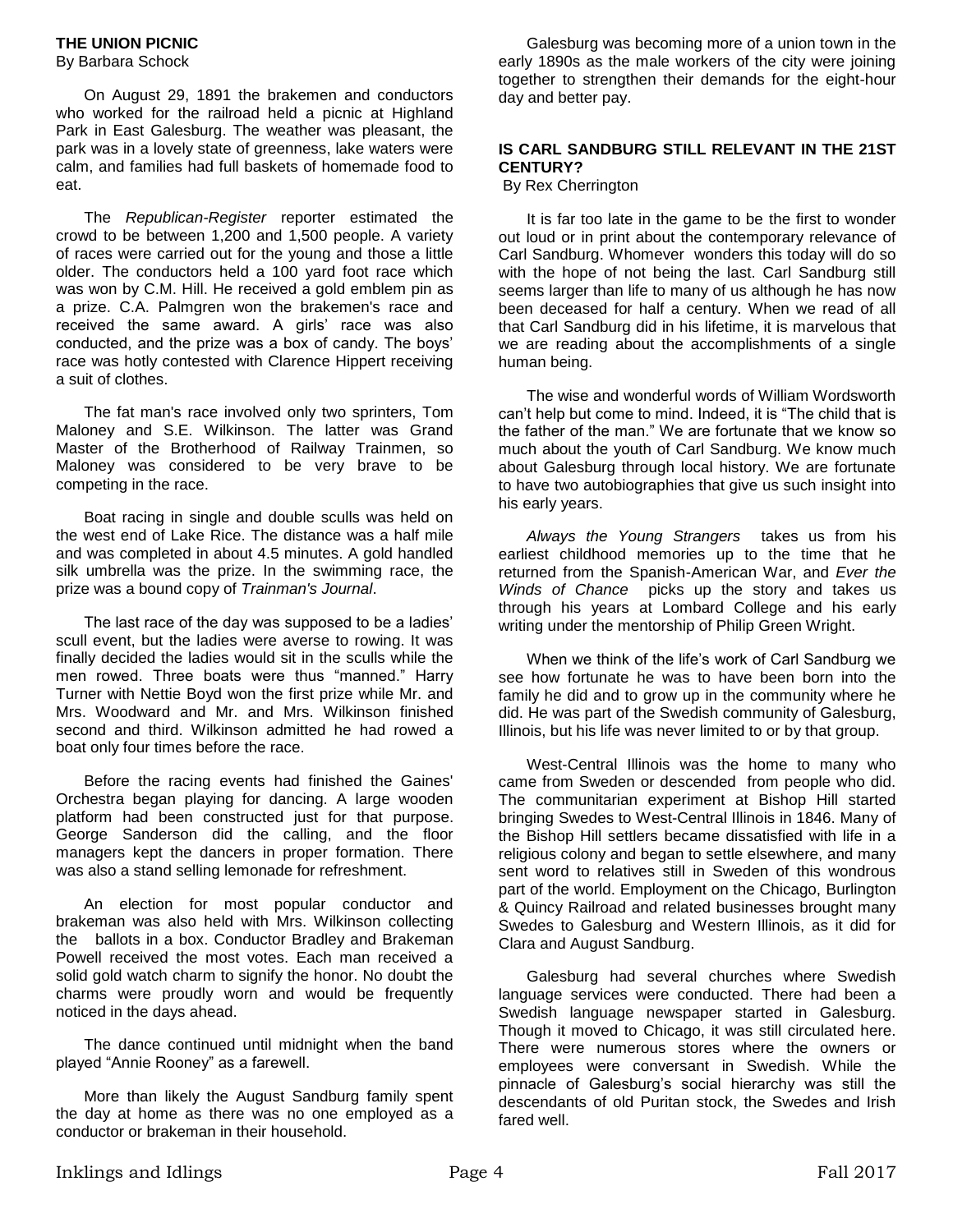## THE UNION PICNIC

By Barbara Schock

On August 29, 1891 the brakemen and conductors who worked for the railroad held a picnic at Highland Park in East Galesburg. The weather was pleasant, the park was in a lovely state of greenness, lake waters were calm, and families had full baskets of homemade food to eat.

The *Republican-Register* reporter estimated the crowd to be between 1,200 and 1,500 people. A variety of races were carried out for the young and those a little older. The conductors held a 100 yard foot race which was won by C.M. Hill. He received a gold emblem pin as a prize. C.A. Palmgren won the brakemen's race and received the same award. A girls' race was also conducted, and the prize was a box of candy. The boys' race was hotly contested with Clarence Hippert receiving a suit of clothes.

The fat man's race involved only two sprinters, Tom Maloney and S.E. Wilkinson. The latter was Grand Master of the Brotherhood of Railway Trainmen, so Maloney was considered to be very brave to be competing in the race.

Boat racing in single and double sculls was held on the west end of Lake Rice. The distance was a half mile and was completed in about 4.5 minutes. A gold handled silk umbrella was the prize. In the swimming race, the prize was a bound copy of *Trainman's Journal*.

The last race of the day was supposed to be a ladies' scull event, but the ladies were averse to rowing. It was finally decided the ladies would sit in the sculls while the men rowed. Three boats were thus "manned." Harry Turner with Nettie Boyd won the first prize while Mr. and Mrs. Woodward and Mr. and Mrs. Wilkinson finished second and third. Wilkinson admitted he had rowed a boat only four times before the race.

Before the racing events had finished the Gaines' Orchestra began playing for dancing. A large wooden platform had been constructed just for that purpose. George Sanderson did the calling, and the floor managers kept the dancers in proper formation. There was also a stand selling lemonade for refreshment.

An election for most popular conductor and brakeman was also held with Mrs. Wilkinson collecting the ballots in a box. Conductor Bradley and Brakeman Powell received the most votes. Each man received a solid gold watch charm to signify the honor. No doubt the charms were proudly worn and would be frequently noticed in the days ahead.

The dance continued until midnight when the band played "Annie Rooney" as a farewell.

More than likely the August Sandburg family spent the day at home as there was no one employed as a conductor or brakeman in their household.

Galesburg was becoming more of a union town in the early 1890s as the male workers of the city were joining together to strengthen their demands for the eight-hour day and better pay.

## IS CARL SANDBURG STILL RELEVANT IN THE 21ST CENTURY?

By Rex Cherrington

It is far too late in the game to be the first to wonder out loud or in print about the contemporary relevance of Carl Sandburg. Whomever wonders this today will do so with the hope of not being the last. Carl Sandburg still seems larger than life to many of us although he has now been deceased for half a century. When we read of all that Carl Sandburg did in his lifetime, it is marvelous that we are reading about the accomplishments of a single human being.

The wise and wonderful words of William Wordsworth can't help but come to mind. Indeed, it is "The child that is the father of the man." We are fortunate that we know so much about the youth of Carl Sandburg. We know much about Galesburg through local history. We are fortunate to have two autobiographies that give us such insight into his early years.

*Always the Young Strangers* takes us from his earliest childhood memories up to the time that he returned from the Spanish-American War, and *Ever the Winds of Chance* picks up the story and takes us through his years at Lombard College and his early writing under the mentorship of Philip Green Wright.

When we think of the life's work of Carl Sandburg we see how fortunate he was to have been born into the family he did and to grow up in the community where he did. He was part of the Swedish community of Galesburg, Illinois, but his life was never limited to or by that group.

West-Central Illinois was the home to many who came from Sweden or descended from people who did. The communitarian experiment at Bishop Hill started bringing Swedes to West-Central Illinois in 1846. Many of the Bishop Hill settlers became dissatisfied with life in a religious colony and began to settle elsewhere, and many sent word to relatives still in Sweden of this wondrous part of the world. Employment on the Chicago, Burlington & Quincy Railroad and related businesses brought many Swedes to Galesburg and Western Illinois, as it did for Clara and August Sandburg.

Galesburg had several churches where Swedish language services were conducted. There had been a Swedish language newspaper started in Galesburg. Though it moved to Chicago, it was still circulated here. There were numerous stores where the owners or employees were conversant in Swedish. While the pinnacle of Galesburg's social hierarchy was still the descendants of old Puritan stock, the Swedes and Irish fared well.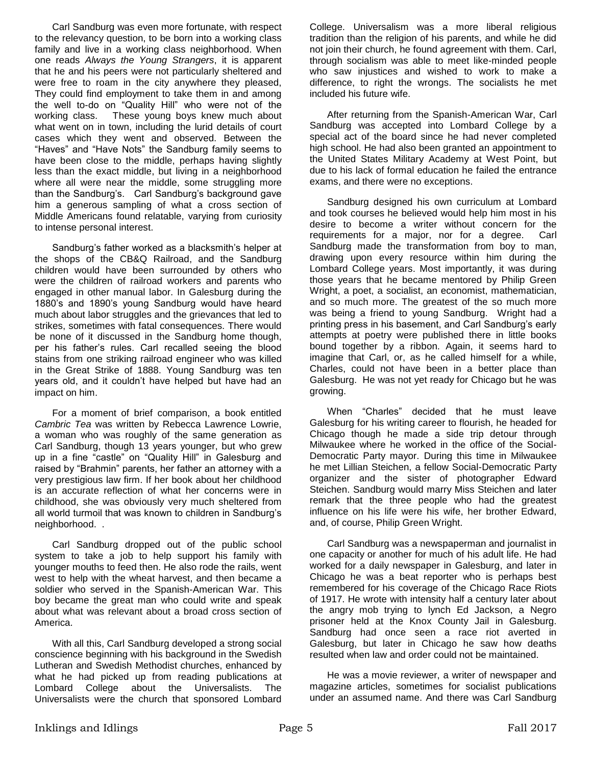Carl Sandburg was even more fortunate, with respect to the relevancy question, to be born into a working class family and live in a working class neighborhood. When one reads *Always the Young Strangers*, it is apparent that he and his peers were not particularly sheltered and were free to roam in the city anywhere they pleased, They could find employment to take them in and among the well to-do on "Quality Hill" who were not of the working class. These young boys knew much about what went on in town, including the lurid details of court cases which they went and observed. Between the "Haves" and "Have Nots" the Sandburg family seems to have been close to the middle, perhaps having slightly less than the exact middle, but living in a neighborhood where all were near the middle, some struggling more than the Sandburg's. Carl Sandburg's background gave him a generous sampling of what a cross section of Middle Americans found relatable, varying from curiosity to intense personal interest.

Sandburg's father worked as a blacksmith's helper at the shops of the CB&Q Railroad, and the Sandburg children would have been surrounded by others who were the children of railroad workers and parents who engaged in other manual labor. In Galesburg during the 1880's and 1890's young Sandburg would have heard much about labor struggles and the grievances that led to strikes, sometimes with fatal consequences. There would be none of it discussed in the Sandburg home though, per his father's rules. Carl recalled seeing the blood stains from one striking railroad engineer who was killed in the Great Strike of 1888. Young Sandburg was ten years old, and it couldn't have helped but have had an impact on him.

For a moment of brief comparison, a book entitled *Cambric Tea* was written by Rebecca Lawrence Lowrie, a woman who was roughly of the same generation as Carl Sandburg, though 13 years younger, but who grew up in a fine "castle" on "Quality Hill" in Galesburg and raised by "Brahmin" parents, her father an attorney with a very prestigious law firm. If her book about her childhood is an accurate reflection of what her concerns were in childhood, she was obviously very much sheltered from all world turmoil that was known to children in Sandburg's neighborhood. .

Carl Sandburg dropped out of the public school system to take a job to help support his family with younger mouths to feed then. He also rode the rails, went west to help with the wheat harvest, and then became a soldier who served in the Spanish-American War. This boy became the great man who could write and speak about what was relevant about a broad cross section of America.

With all this, Carl Sandburg developed a strong social conscience beginning with his background in the Swedish Lutheran and Swedish Methodist churches, enhanced by what he had picked up from reading publications at Lombard College about the Universalists. The Universalists were the church that sponsored Lombard College. Universalism was a more liberal religious tradition than the religion of his parents, and while he did not join their church, he found agreement with them. Carl, through socialism was able to meet like-minded people who saw injustices and wished to work to make a difference, to right the wrongs. The socialists he met included his future wife.

After returning from the Spanish-American War, Carl Sandburg was accepted into Lombard College by a special act of the board since he had never completed high school. He had also been granted an appointment to the United States Military Academy at West Point, but due to his lack of formal education he failed the entrance exams, and there were no exceptions.

Sandburg designed his own curriculum at Lombard and took courses he believed would help him most in his desire to become a writer without concern for the requirements for a major, nor for a degree. Carl Sandburg made the transformation from boy to man, drawing upon every resource within him during the Lombard College years. Most importantly, it was during those years that he became mentored by Philip Green Wright, a poet, a socialist, an economist, mathematician, and so much more. The greatest of the so much more was being a friend to young Sandburg. Wright had a printing press in his basement, and Carl Sandburg's early attempts at poetry were published there in little books bound together by a ribbon. Again, it seems hard to imagine that Carl, or, as he called himself for a while, Charles, could not have been in a better place than Galesburg. He was not yet ready for Chicago but he was growing.

When "Charles" decided that he must leave Galesburg for his writing career to flourish, he headed for Chicago though he made a side trip detour through Milwaukee where he worked in the office of the Social-Democratic Party mayor. During this time in Milwaukee he met Lillian Steichen, a fellow Social-Democratic Party organizer and the sister of photographer Edward Steichen. Sandburg would marry Miss Steichen and later remark that the three people who had the greatest influence on his life were his wife, her brother Edward, and, of course, Philip Green Wright.

Carl Sandburg was a newspaperman and journalist in one capacity or another for much of his adult life. He had worked for a daily newspaper in Galesburg, and later in Chicago he was a beat reporter who is perhaps best remembered for his coverage of the Chicago Race Riots of 1917. He wrote with intensity half a century later about the angry mob trying to lynch Ed Jackson, a Negro prisoner held at the Knox County Jail in Galesburg. Sandburg had once seen a race riot averted in Galesburg, but later in Chicago he saw how deaths resulted when law and order could not be maintained.

He was a movie reviewer, a writer of newspaper and magazine articles, sometimes for socialist publications under an assumed name. And there was Carl Sandburg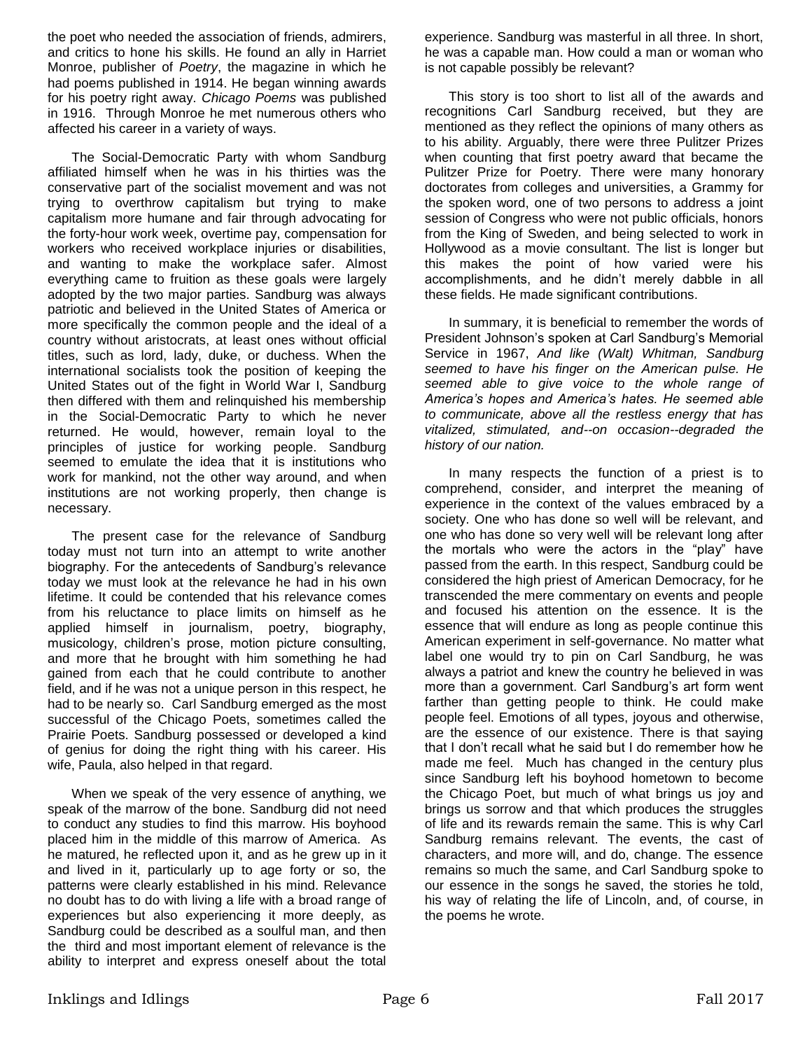the poet who needed the association of friends, admirers, and critics to hone his skills. He found an ally in Harriet Monroe, publisher of *Poetry*, the magazine in which he had poems published in 1914. He began winning awards for his poetry right away. *Chicago Poems* was published in 1916. Through Monroe he met numerous others who affected his career in a variety of ways.

The Social-Democratic Party with whom Sandburg affiliated himself when he was in his thirties was the conservative part of the socialist movement and was not trying to overthrow capitalism but trying to make capitalism more humane and fair through advocating for the forty-hour work week, overtime pay, compensation for workers who received workplace injuries or disabilities, and wanting to make the workplace safer. Almost everything came to fruition as these goals were largely adopted by the two major parties. Sandburg was always patriotic and believed in the United States of America or more specifically the common people and the ideal of a country without aristocrats, at least ones without official titles, such as lord, lady, duke, or duchess. When the international socialists took the position of keeping the United States out of the fight in World War I, Sandburg then differed with them and relinquished his membership in the Social-Democratic Party to which he never returned. He would, however, remain loyal to the principles of justice for working people. Sandburg seemed to emulate the idea that it is institutions who work for mankind, not the other way around, and when institutions are not working properly, then change is necessary.

The present case for the relevance of Sandburg today must not turn into an attempt to write another biography. For the antecedents of Sandburg's relevance today we must look at the relevance he had in his own lifetime. It could be contended that his relevance comes from his reluctance to place limits on himself as he applied himself in journalism, poetry, biography, musicology, children's prose, motion picture consulting, and more that he brought with him something he had gained from each that he could contribute to another field, and if he was not a unique person in this respect, he had to be nearly so. Carl Sandburg emerged as the most successful of the Chicago Poets, sometimes called the Prairie Poets. Sandburg possessed or developed a kind of genius for doing the right thing with his career. His wife, Paula, also helped in that regard.

When we speak of the very essence of anything, we speak of the marrow of the bone. Sandburg did not need to conduct any studies to find this marrow. His boyhood placed him in the middle of this marrow of America. As he matured, he reflected upon it, and as he grew up in it and lived in it, particularly up to age forty or so, the patterns were clearly established in his mind. Relevance no doubt has to do with living a life with a broad range of experiences but also experiencing it more deeply, as Sandburg could be described as a soulful man, and then the third and most important element of relevance is the ability to interpret and express oneself about the total experience. Sandburg was masterful in all three. In short, he was a capable man. How could a man or woman who is not capable possibly be relevant?

This story is too short to list all of the awards and recognitions Carl Sandburg received, but they are mentioned as they reflect the opinions of many others as to his ability. Arguably, there were three Pulitzer Prizes when counting that first poetry award that became the Pulitzer Prize for Poetry. There were many honorary doctorates from colleges and universities, a Grammy for the spoken word, one of two persons to address a joint session of Congress who were not public officials, honors from the King of Sweden, and being selected to work in Hollywood as a movie consultant. The list is longer but this makes the point of how varied were his accomplishments, and he didn't merely dabble in all these fields. He made significant contributions.

In summary, it is beneficial to remember the words of President Johnson's spoken at Carl Sandburg's Memorial Service in 1967, *And like (Walt) Whitman, Sandburg seemed to have his finger on the American pulse. He seemed able to give voice to the whole range of America's hopes and America's hates. He seemed able to communicate, above all the restless energy that has vitalized, stimulated, and--on occasion--degraded the history of our nation.*

In many respects the function of a priest is to comprehend, consider, and interpret the meaning of experience in the context of the values embraced by a society. One who has done so well will be relevant, and one who has done so very well will be relevant long after the mortals who were the actors in the "play" have passed from the earth. In this respect, Sandburg could be considered the high priest of American Democracy, for he transcended the mere commentary on events and people and focused his attention on the essence. It is the essence that will endure as long as people continue this American experiment in self-governance. No matter what label one would try to pin on Carl Sandburg, he was always a patriot and knew the country he believed in was more than a government. Carl Sandburg's art form went farther than getting people to think. He could make people feel. Emotions of all types, joyous and otherwise, are the essence of our existence. There is that saying that I don't recall what he said but I do remember how he made me feel. Much has changed in the century plus since Sandburg left his boyhood hometown to become the Chicago Poet, but much of what brings us joy and brings us sorrow and that which produces the struggles of life and its rewards remain the same. This is why Carl Sandburg remains relevant. The events, the cast of characters, and more will, and do, change. The essence remains so much the same, and Carl Sandburg spoke to our essence in the songs he saved, the stories he told, his way of relating the life of Lincoln, and, of course, in the poems he wrote.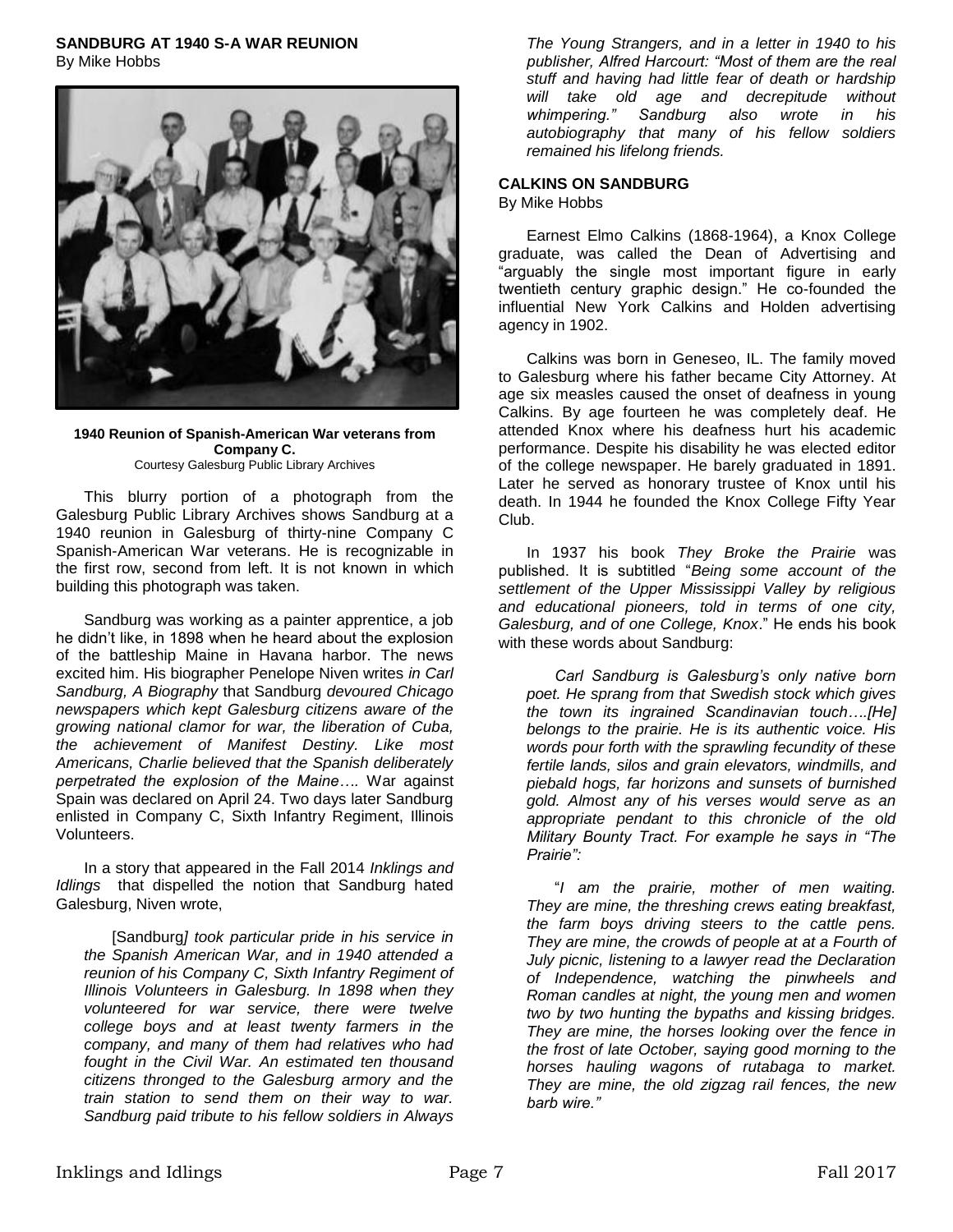## SANDBURG AT 1940 S-A WAR REUNION

By Mike Hobbs

**1940 Reunion of Spanish-American War veterans from Company C.**
Courtesy Galesburg Public Library Archives

This blurry portion of a photograph from the Galesburg Public Library Archives shows Sandburg at a 1940 reunion in Galesburg of thirty-nine Company C Spanish-American War veterans. He is recognizable in the first row, second from left. It is not known in which building this photograph was taken.

Sandburg was working as a painter apprentice, a job he didn't like, in 1898 when he heard about the explosion of the battleship Maine in Havana harbor. The news excited him. His biographer Penelope Niven writes *in Carl Sandburg, A Biography* that Sandburg *devoured Chicago newspapers which kept Galesburg citizens aware of the growing national clamor for war, the liberation of Cuba, the achievement of Manifest Destiny. Like most Americans, Charlie believed that the Spanish deliberately perpetrated the explosion of the Maine….* War against Spain was declared on April 24. Two days later Sandburg enlisted in Company C, Sixth Infantry Regiment, Illinois Volunteers.

In a story that appeared in the Fall 2014 *Inklings and Idlings* that dispelled the notion that Sandburg hated Galesburg, Niven wrote,

> [Sandburg*] took particular pride in his service in the Spanish American War, and in 1940 attended a reunion of his Company C, Sixth Infantry Regiment of Illinois Volunteers in Galesburg. In 1898 when they volunteered for war service, there were twelve college boys and at least twenty farmers in the company, and many of them had relatives who had fought in the Civil War. An estimated ten thousand citizens thronged to the Galesburg armory and the train station to send them on their way to war. Sandburg paid tribute to his fellow soldiers in Always The Young Strangers, and in a letter in 1940 to his publisher, Alfred Harcourt: "Most of them are the real stuff and having had little fear of death or hardship will take old age and decrepitude without whimpering." Sandburg also wrote in his autobiography that many of his fellow soldiers remained his lifelong friends.*

## CALKINS ON SANDBURG

By Mike Hobbs

Earnest Elmo Calkins (1868-1964), a Knox College graduate, was called the Dean of Advertising and "arguably the single most important figure in early twentieth century graphic design." He co-founded the influential New York Calkins and Holden advertising agency in 1902.

Calkins was born in Geneseo, IL. The family moved to Galesburg where his father became City Attorney. At age six measles caused the onset of deafness in young Calkins. By age fourteen he was completely deaf. He attended Knox where his deafness hurt his academic performance. Despite his disability he was elected editor of the college newspaper. He barely graduated in 1891. Later he served as honorary trustee of Knox until his death. In 1944 he founded the Knox College Fifty Year Club.

In 1937 his book *They Broke the Prairie* was published. It is subtitled "*Being some account of the settlement of the Upper Mississippi Valley by religious and educational pioneers, told in terms of one city, Galesburg, and of one College, Knox*." He ends his book with these words about Sandburg:

> *Carl Sandburg is Galesburg's only native born poet. He sprang from that Swedish stock which gives the town its ingrained Scandinavian touch….[He] belongs to the prairie. He is its authentic voice. His words pour forth with the sprawling fecundity of these fertile lands, silos and grain elevators, windmills, and piebald hogs, far horizons and sunsets of burnished gold. Almost any of his verses would serve as an appropriate pendant to this chronicle of the old Military Bounty Tract. For example he says in "The Prairie":*
>
> "*I am the prairie, mother of men waiting. They are mine, the threshing crews eating breakfast, the farm boys driving steers to the cattle pens. They are mine, the crowds of people at at a Fourth of July picnic, listening to a lawyer read the Declaration of Independence, watching the pinwheels and Roman candles at night, the young men and women two by two hunting the bypaths and kissing bridges. They are mine, the horses looking over the fence in the frost of late October, saying good morning to the horses hauling wagons of rutabaga to market. They are mine, the old zigzag rail fences, the new barb wire."*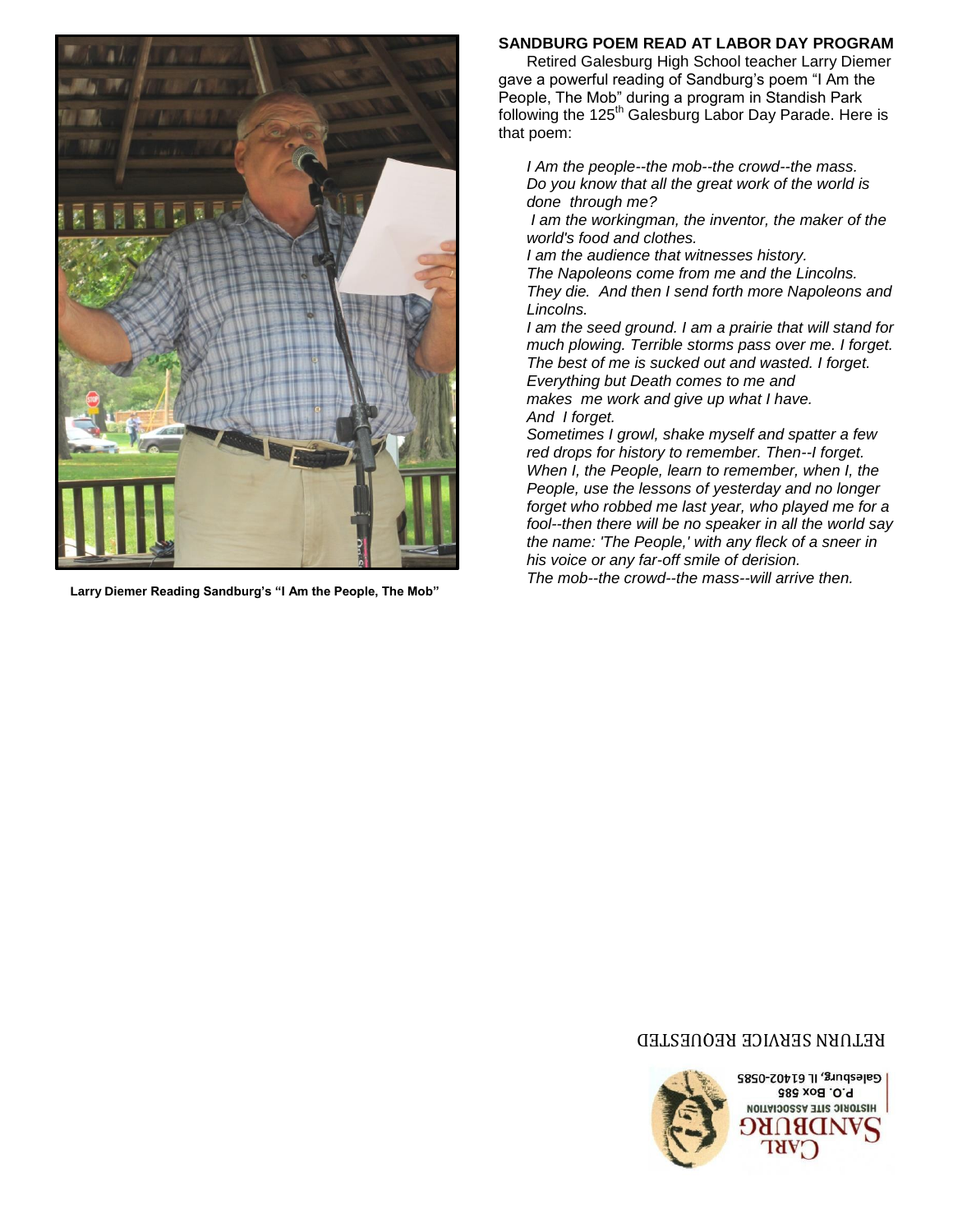Larry Diemer Reading Sandburg's "I Am the People, The Mob"

## SANDBURG POEM READ AT LABOR DAY PROGRAM

Retired Galesburg High School teacher Larry Diemer gave a powerful reading of Sandburg's poem "I Am the People, The Mob" during a program in Standish Park following the 125th Galesburg Labor Day Parade. Here is that poem:

*I Am the people--the mob--the crowd--the mass.*
*Do you know that all the great work of the world is done through me?*
*I am the workingman, the inventor, the maker of the world's food and clothes.*
*I am the audience that witnesses history.*
*The Napoleons come from me and the Lincolns.*
*They die. And then I send forth more Napoleons and Lincolns.*
*I am the seed ground. I am a prairie that will stand for much plowing. Terrible storms pass over me. I forget.*
*The best of me is sucked out and wasted. I forget.*
*Everything but Death comes to me and*
*makes me work and give up what I have.*
*And I forget.*
*Sometimes I growl, shake myself and spatter a few red drops for history to remember. Then--I forget.*
*When I, the People, learn to remember, when I, the People, use the lessons of yesterday and no longer forget who robbed me last year, who played me for a fool--then there will be no speaker in all the world say the name: 'The People,' with any fleck of a sneer in his voice or any far-off smile of derision.*
*The mob--the crowd--the mass--will arrive then.*

RETURN SERVICE REQUESTED

CARL SANDBURG HISTORIC SITE ASSOCIATION
P.O. Box 585
Galesburg, IL 61402-0585